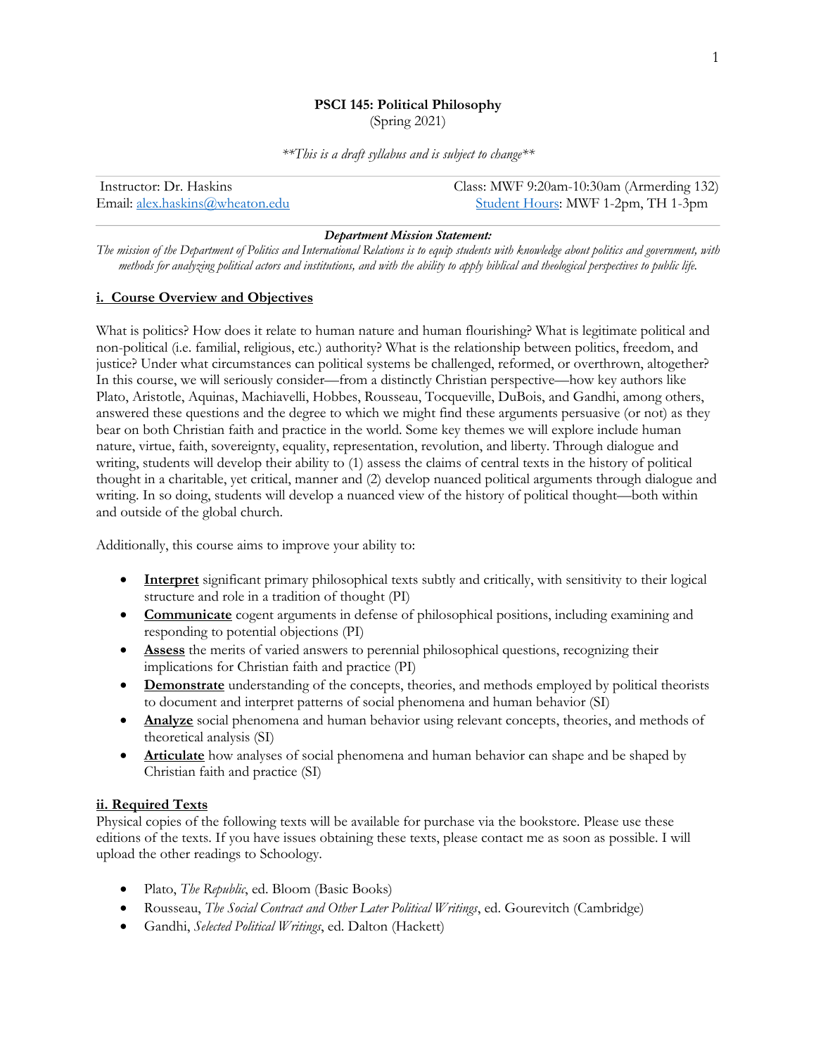# PSCI 145: Political Philosophy

(Spring 2021)

*\*\*This is a draft syllabus and is subject to change\*\**

Instructor: Dr. Haskins
Email: [alex.haskins@wheaton.edu](mailto:alex.haskins@wheaton.edu)

Class: MWF 9:20am-10:30am (Armerding 132)
[Student Hours](#): MWF 1-2pm, TH 1-3pm

***Department Mission Statement:***

*The mission of the Department of Politics and International Relations is to equip students with knowledge about politics and government, with methods for analyzing political actors and institutions, and with the ability to apply biblical and theological perspectives to public life.*

## i. Course Overview and Objectives

What is politics? How does it relate to human nature and human flourishing? What is legitimate political and non-political (i.e. familial, religious, etc.) authority? What is the relationship between politics, freedom, and justice? Under what circumstances can political systems be challenged, reformed, or overthrown, altogether? In this course, we will seriously consider—from a distinctly Christian perspective—how key authors like Plato, Aristotle, Aquinas, Machiavelli, Hobbes, Rousseau, Tocqueville, DuBois, and Gandhi, among others, answered these questions and the degree to which we might find these arguments persuasive (or not) as they bear on both Christian faith and practice in the world. Some key themes we will explore include human nature, virtue, faith, sovereignty, equality, representation, revolution, and liberty. Through dialogue and writing, students will develop their ability to (1) assess the claims of central texts in the history of political thought in a charitable, yet critical, manner and (2) develop nuanced political arguments through dialogue and writing. In so doing, students will develop a nuanced view of the history of political thought—both within and outside of the global church.

Additionally, this course aims to improve your ability to:

- **Interpret** significant primary philosophical texts subtly and critically, with sensitivity to their logical structure and role in a tradition of thought (PI)
- **Communicate** cogent arguments in defense of philosophical positions, including examining and responding to potential objections (PI)
- **Assess** the merits of varied answers to perennial philosophical questions, recognizing their implications for Christian faith and practice (PI)
- **Demonstrate** understanding of the concepts, theories, and methods employed by political theorists to document and interpret patterns of social phenomena and human behavior (SI)
- **Analyze** social phenomena and human behavior using relevant concepts, theories, and methods of theoretical analysis (SI)
- **Articulate** how analyses of social phenomena and human behavior can shape and be shaped by Christian faith and practice (SI)

## ii. Required Texts

Physical copies of the following texts will be available for purchase via the bookstore. Please use these editions of the texts. If you have issues obtaining these texts, please contact me as soon as possible. I will upload the other readings to Schoology.

- Plato, *The Republic*, ed. Bloom (Basic Books)
- Rousseau, *The Social Contract and Other Later Political Writings*, ed. Gourevitch (Cambridge)
- Gandhi, *Selected Political Writings*, ed. Dalton (Hackett)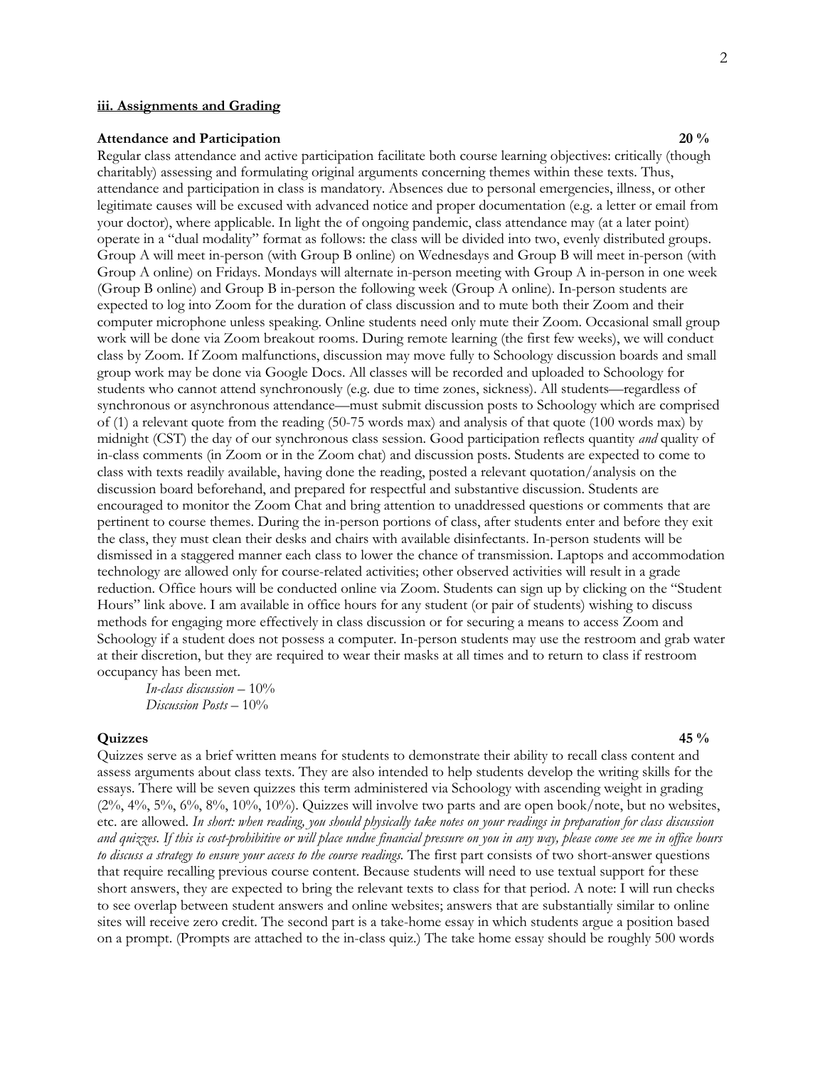## iii. Assignments and Grading

**Attendance and Participation** **20 %**

Regular class attendance and active participation facilitate both course learning objectives: critically (though charitably) assessing and formulating original arguments concerning themes within these texts. Thus, attendance and participation in class is mandatory. Absences due to personal emergencies, illness, or other legitimate causes will be excused with advanced notice and proper documentation (e.g. a letter or email from your doctor), where applicable. In light the of ongoing pandemic, class attendance may (at a later point) operate in a "dual modality" format as follows: the class will be divided into two, evenly distributed groups. Group A will meet in-person (with Group B online) on Wednesdays and Group B will meet in-person (with Group A online) on Fridays. Mondays will alternate in-person meeting with Group A in-person in one week (Group B online) and Group B in-person the following week (Group A online). In-person students are expected to log into Zoom for the duration of class discussion and to mute both their Zoom and their computer microphone unless speaking. Online students need only mute their Zoom. Occasional small group work will be done via Zoom breakout rooms. During remote learning (the first few weeks), we will conduct class by Zoom. If Zoom malfunctions, discussion may move fully to Schoology discussion boards and small group work may be done via Google Docs. All classes will be recorded and uploaded to Schoology for students who cannot attend synchronously (e.g. due to time zones, sickness). All students—regardless of synchronous or asynchronous attendance—must submit discussion posts to Schoology which are comprised of (1) a relevant quote from the reading (50-75 words max) and analysis of that quote (100 words max) by midnight (CST) the day of our synchronous class session. Good participation reflects quantity *and* quality of in-class comments (in Zoom or in the Zoom chat) and discussion posts. Students are expected to come to class with texts readily available, having done the reading, posted a relevant quotation/analysis on the discussion board beforehand, and prepared for respectful and substantive discussion. Students are encouraged to monitor the Zoom Chat and bring attention to unaddressed questions or comments that are pertinent to course themes. During the in-person portions of class, after students enter and before they exit the class, they must clean their desks and chairs with available disinfectants. In-person students will be dismissed in a staggered manner each class to lower the chance of transmission. Laptops and accommodation technology are allowed only for course-related activities; other observed activities will result in a grade reduction. Office hours will be conducted online via Zoom. Students can sign up by clicking on the "Student Hours" link above. I am available in office hours for any student (or pair of students) wishing to discuss methods for engaging more effectively in class discussion or for securing a means to access Zoom and Schoology if a student does not possess a computer. In-person students may use the restroom and grab water at their discretion, but they are required to wear their masks at all times and to return to class if restroom occupancy has been met.

*In-class discussion* – 10%
*Discussion Posts* – 10%

**Quizzes** **45 %**

Quizzes serve as a brief written means for students to demonstrate their ability to recall class content and assess arguments about class texts. They are also intended to help students develop the writing skills for the essays. There will be seven quizzes this term administered via Schoology with ascending weight in grading (2%, 4%, 5%, 6%, 8%, 10%, 10%). Quizzes will involve two parts and are open book/note, but no websites, etc. are allowed. *In short: when reading, you should physically take notes on your readings in preparation for class discussion and quizzes. If this is cost-prohibitive or will place undue financial pressure on you in any way, please come see me in office hours to discuss a strategy to ensure your access to the course readings.* The first part consists of two short-answer questions that require recalling previous course content. Because students will need to use textual support for these short answers, they are expected to bring the relevant texts to class for that period. A note: I will run checks to see overlap between student answers and online websites; answers that are substantially similar to online sites will receive zero credit. The second part is a take-home essay in which students argue a position based on a prompt. (Prompts are attached to the in-class quiz.) The take home essay should be roughly 500 words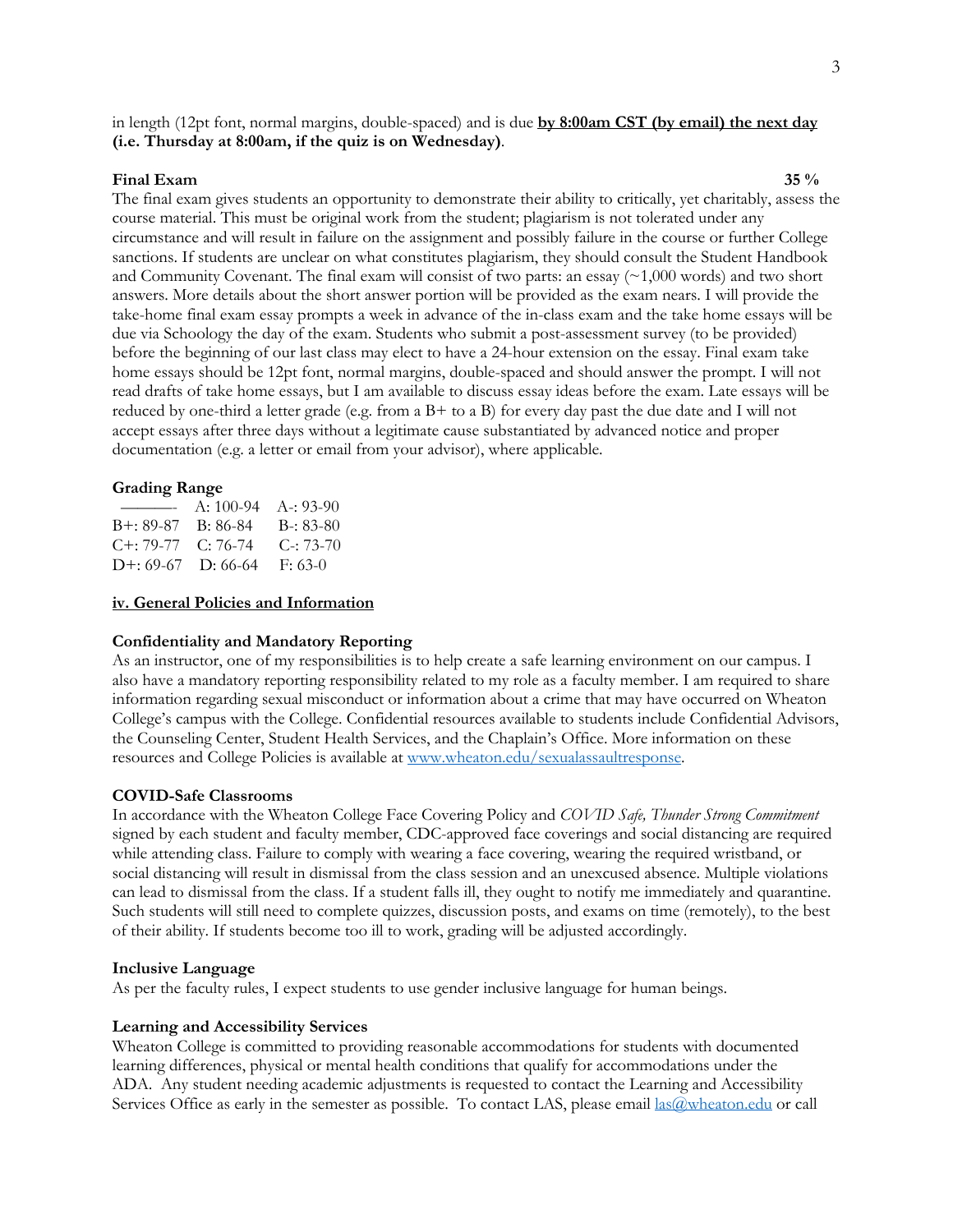in length (12pt font, normal margins, double-spaced) and is due **by 8:00am CST (by email) the next day (i.e. Thursday at 8:00am, if the quiz is on Wednesday)**.

**Final Exam** **35 %**

The final exam gives students an opportunity to demonstrate their ability to critically, yet charitably, assess the course material. This must be original work from the student; plagiarism is not tolerated under any circumstance and will result in failure on the assignment and possibly failure in the course or further College sanctions. If students are unclear on what constitutes plagiarism, they should consult the Student Handbook and Community Covenant. The final exam will consist of two parts: an essay (~1,000 words) and two short answers. More details about the short answer portion will be provided as the exam nears. I will provide the take-home final exam essay prompts a week in advance of the in-class exam and the take home essays will be due via Schoology the day of the exam. Students who submit a post-assessment survey (to be provided) before the beginning of our last class may elect to have a 24-hour extension on the essay. Final exam take home essays should be 12pt font, normal margins, double-spaced and should answer the prompt. I will not read drafts of take home essays, but I am available to discuss essay ideas before the exam. Late essays will be reduced by one-third a letter grade (e.g. from a B+ to a B) for every day past the due date and I will not accept essays after three days without a legitimate cause substantiated by advanced notice and proper documentation (e.g. a letter or email from your advisor), where applicable.

**Grading Range**

| | | |
|---|---|---|
| ——— | A: 100-94 | A-: 93-90 |
| B+: 89-87 | B: 86-84 | B-: 83-80 |
| C+: 79-77 | C: 76-74 | C-: 73-70 |
| D+: 69-67 | D: 66-64 | F: 63-0 |

## iv. General Policies and Information

**Confidentiality and Mandatory Reporting**

As an instructor, one of my responsibilities is to help create a safe learning environment on our campus. I also have a mandatory reporting responsibility related to my role as a faculty member. I am required to share information regarding sexual misconduct or information about a crime that may have occurred on Wheaton College's campus with the College. Confidential resources available to students include Confidential Advisors, the Counseling Center, Student Health Services, and the Chaplain's Office. More information on these resources and College Policies is available at www.wheaton.edu/sexualassaultresponse.

**COVID-Safe Classrooms**

In accordance with the Wheaton College Face Covering Policy and *COVID Safe, Thunder Strong Commitment* signed by each student and faculty member, CDC-approved face coverings and social distancing are required while attending class. Failure to comply with wearing a face covering, wearing the required wristband, or social distancing will result in dismissal from the class session and an unexcused absence. Multiple violations can lead to dismissal from the class. If a student falls ill, they ought to notify me immediately and quarantine. Such students will still need to complete quizzes, discussion posts, and exams on time (remotely), to the best of their ability. If students become too ill to work, grading will be adjusted accordingly.

**Inclusive Language**

As per the faculty rules, I expect students to use gender inclusive language for human beings.

**Learning and Accessibility Services**

Wheaton College is committed to providing reasonable accommodations for students with documented learning differences, physical or mental health conditions that qualify for accommodations under the ADA. Any student needing academic adjustments is requested to contact the Learning and Accessibility Services Office as early in the semester as possible. To contact LAS, please email las@wheaton.edu or call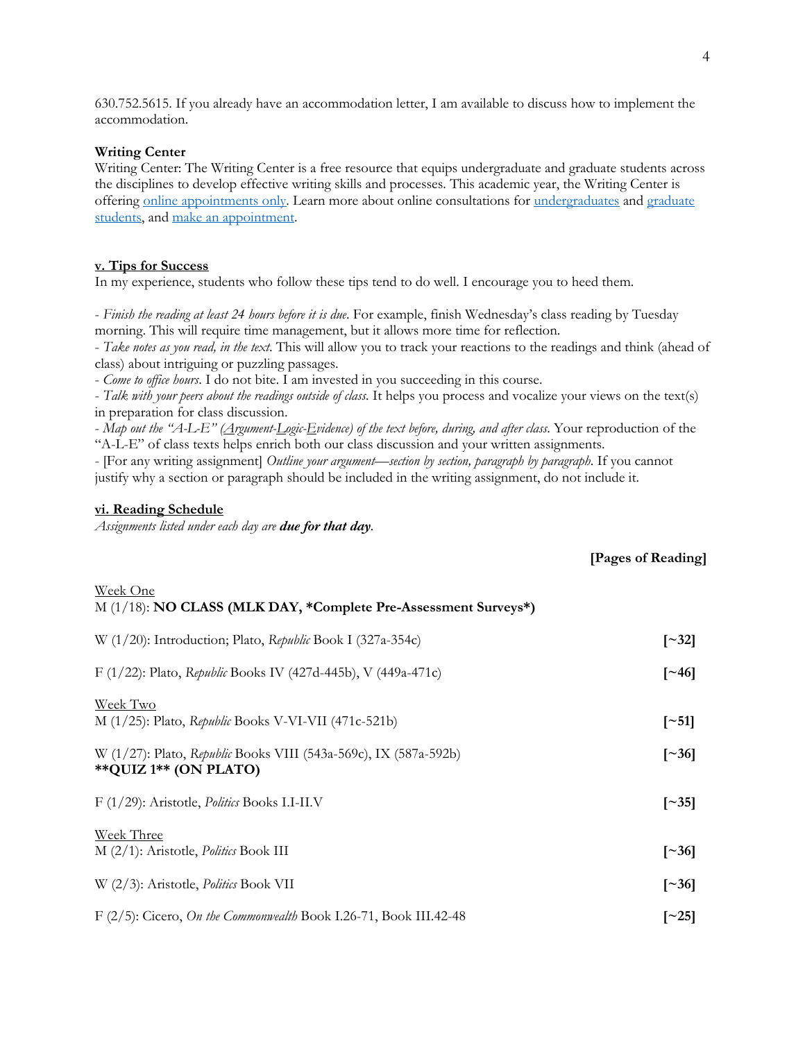630.752.5615. If you already have an accommodation letter, I am available to discuss how to implement the accommodation.

**Writing Center**

Writing Center: The Writing Center is a free resource that equips undergraduate and graduate students across the disciplines to develop effective writing skills and processes. This academic year, the Writing Center is offering online appointments only. Learn more about online consultations for undergraduates and graduate students, and make an appointment.

## v. Tips for Success

In my experience, students who follow these tips tend to do well. I encourage you to heed them.

- *Finish the reading at least 24 hours before it is due*. For example, finish Wednesday's class reading by Tuesday morning. This will require time management, but it allows more time for reflection.
- *Take notes as you read, in the text*. This will allow you to track your reactions to the readings and think (ahead of class) about intriguing or puzzling passages.
- *Come to office hours*. I do not bite. I am invested in you succeeding in this course.
- *Talk with your peers about the readings outside of class*. It helps you process and vocalize your views on the text(s) in preparation for class discussion.
- *Map out the "A-L-E" (Argument-Logic-Evidence) of the text before, during, and after class*. Your reproduction of the "A-L-E" of class texts helps enrich both our class discussion and your written assignments.
- [For any writing assignment] *Outline your argument—section by section, paragraph by paragraph*. If you cannot justify why a section or paragraph should be included in the writing assignment, do not include it.

## vi. Reading Schedule

*Assignments listed under each day are **due for that day**.*

| | **[Pages of Reading]** |
|---|---|
| Week One | |
| M (1/18): **NO CLASS (MLK DAY, *Complete Pre-Assessment Surveys*)** | |
| W (1/20): Introduction; Plato, *Republic* Book I (327a-354c) | **[~32]** |
| F (1/22): Plato, *Republic* Books IV (427d-445b), V (449a-471c) | **[~46]** |
| Week Two | |
| M (1/25): Plato, *Republic* Books V-VI-VII (471c-521b) | **[~51]** |
| W (1/27): Plato, *Republic* Books VIII (543a-569c), IX (587a-592b) **\*\*QUIZ 1\*\* (ON PLATO)** | **[~36]** |
| F (1/29): Aristotle, *Politics* Books I.I-II.V | **[~35]** |
| Week Three | |
| M (2/1): Aristotle, *Politics* Book III | **[~36]** |
| W (2/3): Aristotle, *Politics* Book VII | **[~36]** |
| F (2/5): Cicero, *On the Commonwealth* Book I.26-71, Book III.42-48 | **[~25]** |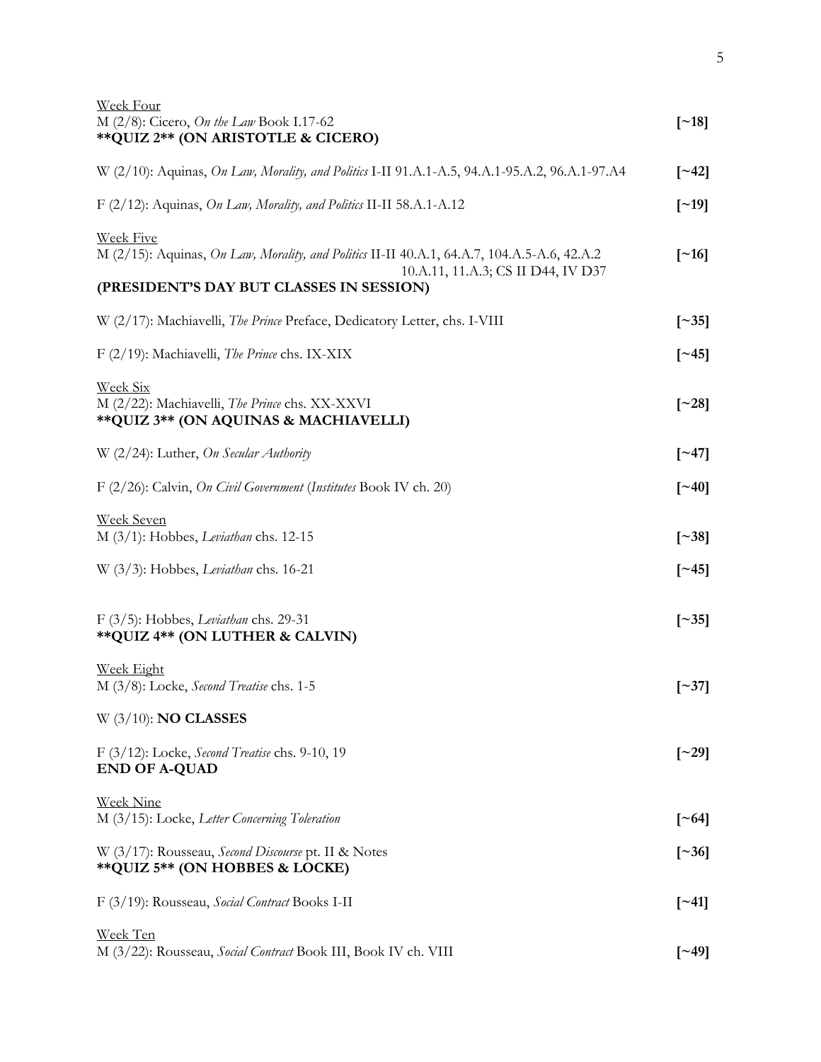<u>Week Four</u>
M (2/8): Cicero, *On the Law* Book I.17-62 **[~18]**
**\*\*QUIZ 2\*\* (ON ARISTOTLE & CICERO)**

W (2/10): Aquinas, *On Law, Morality, and Politics* I-II 91.A.1-A.5, 94.A.1-95.A.2, 96.A.1-97.A4 **[~42]**

F (2/12): Aquinas, *On Law, Morality, and Politics* II-II 58.A.1-A.12 **[~19]**

<u>Week Five</u>
M (2/15): Aquinas, *On Law, Morality, and Politics* II-II 40.A.1, 64.A.7, 104.A.5-A.6, 42.A.2 10.A.11, 11.A.3; CS II D44, IV D37 **[~16]**
**(PRESIDENT'S DAY BUT CLASSES IN SESSION)**

W (2/17): Machiavelli, *The Prince* Preface, Dedicatory Letter, chs. I-VIII **[~35]**

F (2/19): Machiavelli, *The Prince* chs. IX-XIX **[~45]**

<u>Week Six</u>
M (2/22): Machiavelli, *The Prince* chs. XX-XXVI **[~28]**
**\*\*QUIZ 3\*\* (ON AQUINAS & MACHIAVELLI)**

W (2/24): Luther, *On Secular Authority* **[~47]**

F (2/26): Calvin, *On Civil Government* (*Institutes* Book IV ch. 20) **[~40]**

<u>Week Seven</u>
M (3/1): Hobbes, *Leviathan* chs. 12-15 **[~38]**

W (3/3): Hobbes, *Leviathan* chs. 16-21 **[~45]**

F (3/5): Hobbes, *Leviathan* chs. 29-31 **[~35]**
**\*\*QUIZ 4\*\* (ON LUTHER & CALVIN)**

<u>Week Eight</u>
M (3/8): Locke, *Second Treatise* chs. 1-5 **[~37]**

W (3/10): **NO CLASSES**

F (3/12): Locke, *Second Treatise* chs. 9-10, 19 **[~29]**
**END OF A-QUAD**

<u>Week Nine</u>
M (3/15): Locke, *Letter Concerning Toleration* **[~64]**

W (3/17): Rousseau, *Second Discourse* pt. II & Notes **[~36]**
**\*\*QUIZ 5\*\* (ON HOBBES & LOCKE)**

F (3/19): Rousseau, *Social Contract* Books I-II **[~41]**

<u>Week Ten</u>
M (3/22): Rousseau, *Social Contract* Book III, Book IV ch. VIII **[~49]**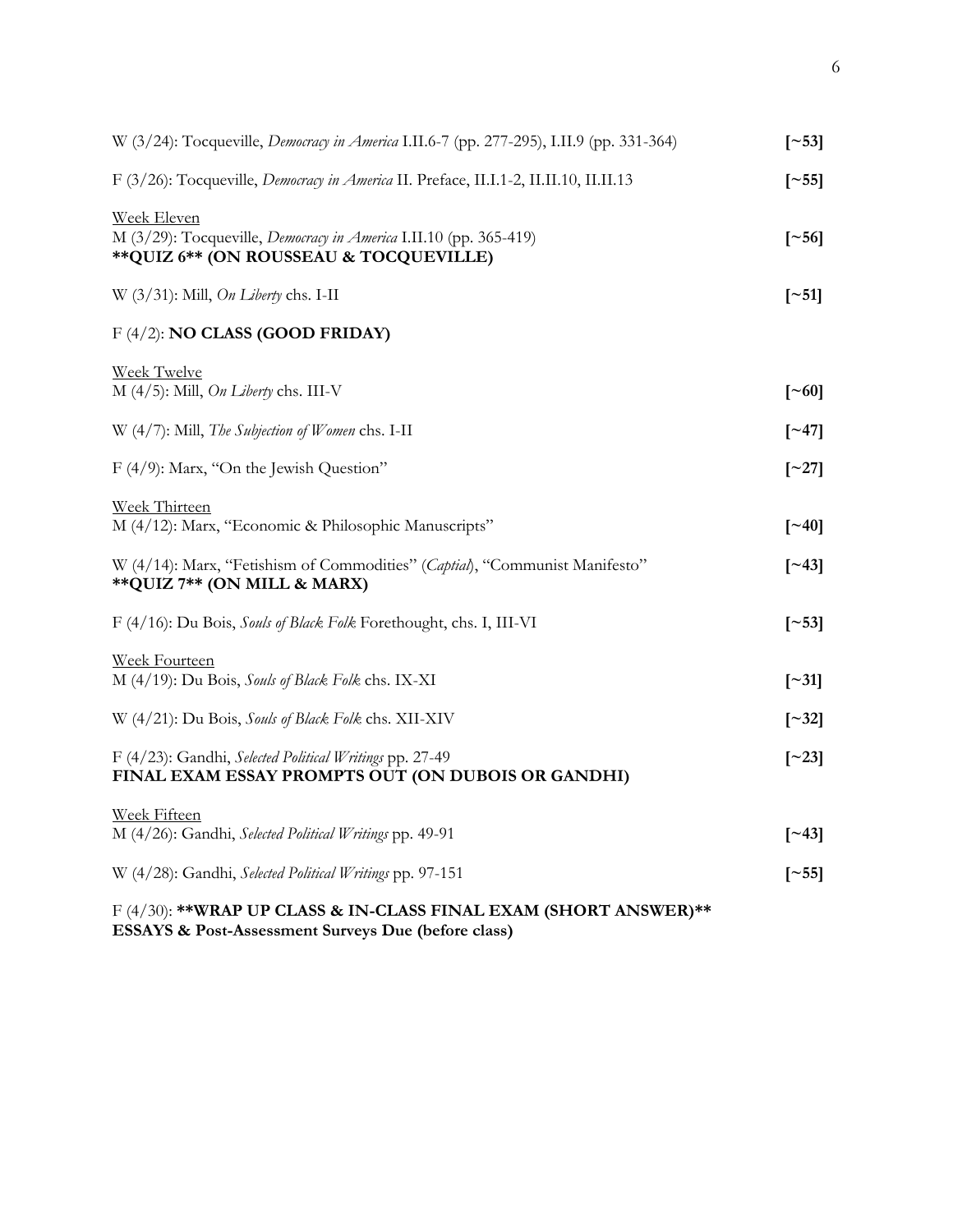W (3/24): Tocqueville, *Democracy in America* I.II.6-7 (pp. 277-295), I.II.9 (pp. 331-364) **[~53]**

F (3/26): Tocqueville, *Democracy in America* II. Preface, II.I.1-2, II.II.10, II.II.13 **[~55]**

Week Eleven

M (3/29): Tocqueville, *Democracy in America* I.II.10 (pp. 365-419) **[~56]**
****QUIZ 6** (ON ROUSSEAU & TOCQUEVILLE)**

W (3/31): Mill, *On Liberty* chs. I-II **[~51]**

F (4/2): **NO CLASS (GOOD FRIDAY)**

Week Twelve

M (4/5): Mill, *On Liberty* chs. III-V **[~60]**

W (4/7): Mill, *The Subjection of Women* chs. I-II **[~47]**

F (4/9): Marx, "On the Jewish Question" **[~27]**

Week Thirteen

M (4/12): Marx, "Economic & Philosophic Manuscripts" **[~40]**

W (4/14): Marx, "Fetishism of Commodities" (*Captial*), "Communist Manifesto" **[~43]**
****QUIZ 7** (ON MILL & MARX)**

F (4/16): Du Bois, *Souls of Black Folk* Forethought, chs. I, III-VI **[~53]**

Week Fourteen

M (4/19): Du Bois, *Souls of Black Folk* chs. IX-XI **[~31]**

W (4/21): Du Bois, *Souls of Black Folk* chs. XII-XIV **[~32]**

F (4/23): Gandhi, *Selected Political Writings* pp. 27-49 **[~23]**
**FINAL EXAM ESSAY PROMPTS OUT (ON DUBOIS OR GANDHI)**

Week Fifteen

M (4/26): Gandhi, *Selected Political Writings* pp. 49-91 **[~43]**

W (4/28): Gandhi, *Selected Political Writings* pp. 97-151 **[~55]**

F (4/30): ****WRAP UP CLASS & IN-CLASS FINAL EXAM (SHORT ANSWER)****
**ESSAYS & Post-Assessment Surveys Due (before class)**